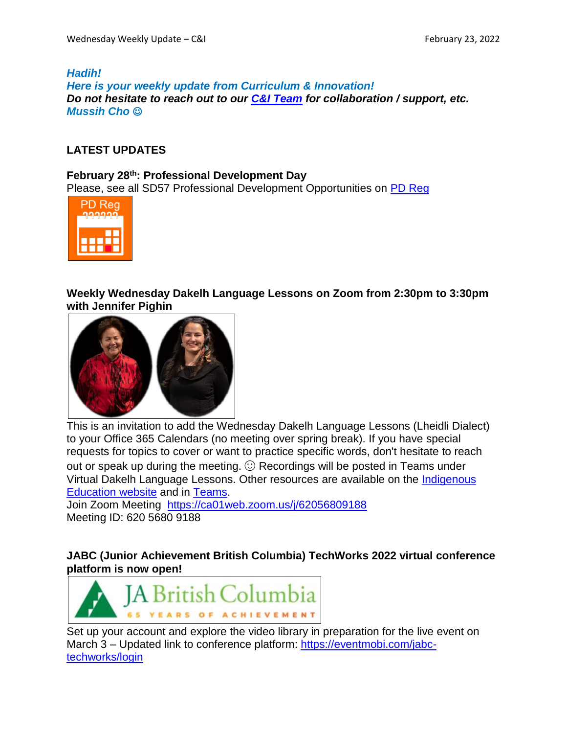***Hadih!***
***Here is your weekly update from Curriculum & Innovation!***
***Do not hesitate to reach out to our [C&I Team] for collaboration / support, etc.***
***Mussih Cho ☺***

## LATEST UPDATES

### February 28th: Professional Development Day

Please, see all SD57 Professional Development Opportunities on PD Reg

### Weekly Wednesday Dakelh Language Lessons on Zoom from 2:30pm to 3:30pm with Jennifer Pighin

This is an invitation to add the Wednesday Dakelh Language Lessons (Lheidli Dialect) to your Office 365 Calendars (no meeting over spring break). If you have special requests for topics to cover or want to practice specific words, don't hesitate to reach out or speak up during the meeting. ☺ Recordings will be posted in Teams under Virtual Dakelh Language Lessons. Other resources are available on the Indigenous Education website and in Teams.
Join Zoom Meeting https://ca01web.zoom.us/j/62056809188
Meeting ID: 620 5680 9188

### JABC (Junior Achievement British Columbia) TechWorks 2022 virtual conference platform is now open!

Set up your account and explore the video library in preparation for the live event on March 3 – Updated link to conference platform: https://eventmobi.com/jabc-techworks/login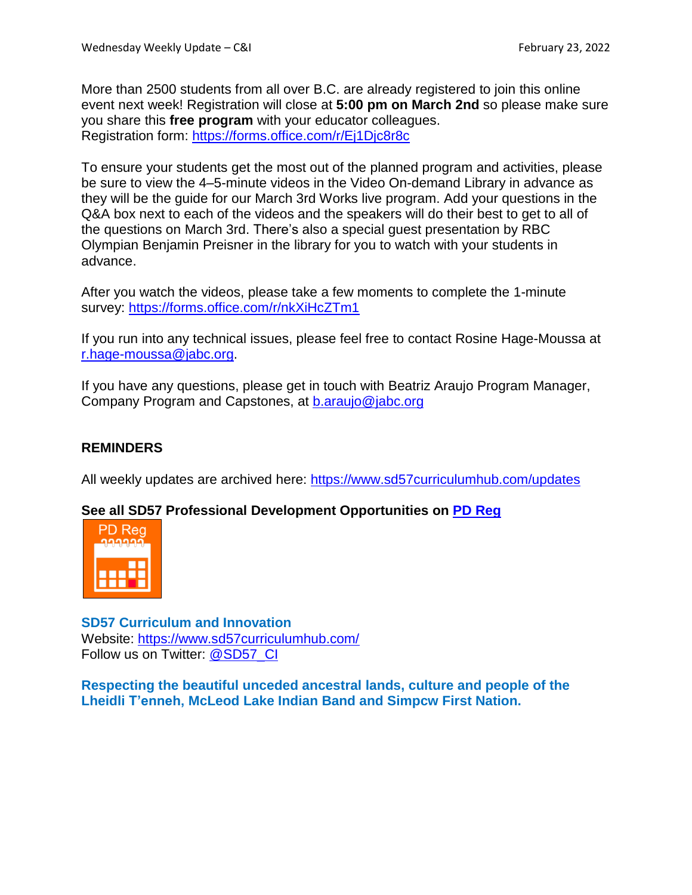More than 2500 students from all over B.C. are already registered to join this online event next week! Registration will close at **5:00 pm on March 2nd** so please make sure you share this **free program** with your educator colleagues.
Registration form: https://forms.office.com/r/Ej1Djc8r8c

To ensure your students get the most out of the planned program and activities, please be sure to view the 4–5-minute videos in the Video On-demand Library in advance as they will be the guide for our March 3rd Works live program. Add your questions in the Q&A box next to each of the videos and the speakers will do their best to get to all of the questions on March 3rd. There's also a special guest presentation by RBC Olympian Benjamin Preisner in the library for you to watch with your students in advance.

After you watch the videos, please take a few moments to complete the 1-minute survey: https://forms.office.com/r/nkXiHcZTm1

If you run into any technical issues, please feel free to contact Rosine Hage-Moussa at r.hage-moussa@jabc.org.

If you have any questions, please get in touch with Beatriz Araujo Program Manager, Company Program and Capstones, at b.araujo@jabc.org

## REMINDERS

All weekly updates are archived here: https://www.sd57curriculumhub.com/updates

**See all SD57 Professional Development Opportunities on PD Reg**

PD Reg

**SD57 Curriculum and Innovation**
Website: https://www.sd57curriculumhub.com/
Follow us on Twitter: @SD57_CI

**Respecting the beautiful unceded ancestral lands, culture and people of the Lheidli T'enneh, McLeod Lake Indian Band and Simpcw First Nation.**